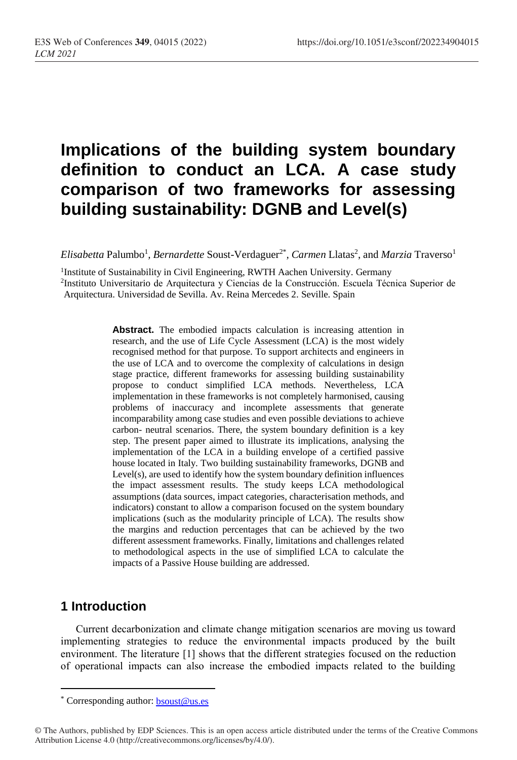# Implications of the building system boundary definition to conduct an LCA. A case study comparison of two frameworks for assessing building sustainability: DGNB and Level(s)

*Elisabetta* Palumbo[1], *Bernardette* Soust-Verdaguer[2*], *Carmen* Llatas[2], and *Marzia* Traverso[1]

[1]Institute of Sustainability in Civil Engineering, RWTH Aachen University. Germany

[2]Instituto Universitario de Arquitectura y Ciencias de la Construcción. Escuela Técnica Superior de Arquitectura. Universidad de Sevilla. Av. Reina Mercedes 2. Seville. Spain

**Abstract.** The embodied impacts calculation is increasing attention in research, and the use of Life Cycle Assessment (LCA) is the most widely recognised method for that purpose. To support architects and engineers in the use of LCA and to overcome the complexity of calculations in design stage practice, different frameworks for assessing building sustainability propose to conduct simplified LCA methods. Nevertheless, LCA implementation in these frameworks is not completely harmonised, causing problems of inaccuracy and incomplete assessments that generate incomparability among case studies and even possible deviations to achieve carbon- neutral scenarios. There, the system boundary definition is a key step. The present paper aimed to illustrate its implications, analysing the implementation of the LCA in a building envelope of a certified passive house located in Italy. Two building sustainability frameworks, DGNB and Level(s), are used to identify how the system boundary definition influences the impact assessment results. The study keeps LCA methodological assumptions (data sources, impact categories, characterisation methods, and indicators) constant to allow a comparison focused on the system boundary implications (such as the modularity principle of LCA). The results show the margins and reduction percentages that can be achieved by the two different assessment frameworks. Finally, limitations and challenges related to methodological aspects in the use of simplified LCA to calculate the impacts of a Passive House building are addressed.

## 1 Introduction

Current decarbonization and climate change mitigation scenarios are moving us toward implementing strategies to reduce the environmental impacts produced by the built environment. The literature [1] shows that the different strategies focused on the reduction of operational impacts can also increase the embodied impacts related to the building

* Corresponding author: bsoust@us.es

© The Authors, published by EDP Sciences. This is an open access article distributed under the terms of the Creative Commons Attribution License 4.0 (http://creativecommons.org/licenses/by/4.0/).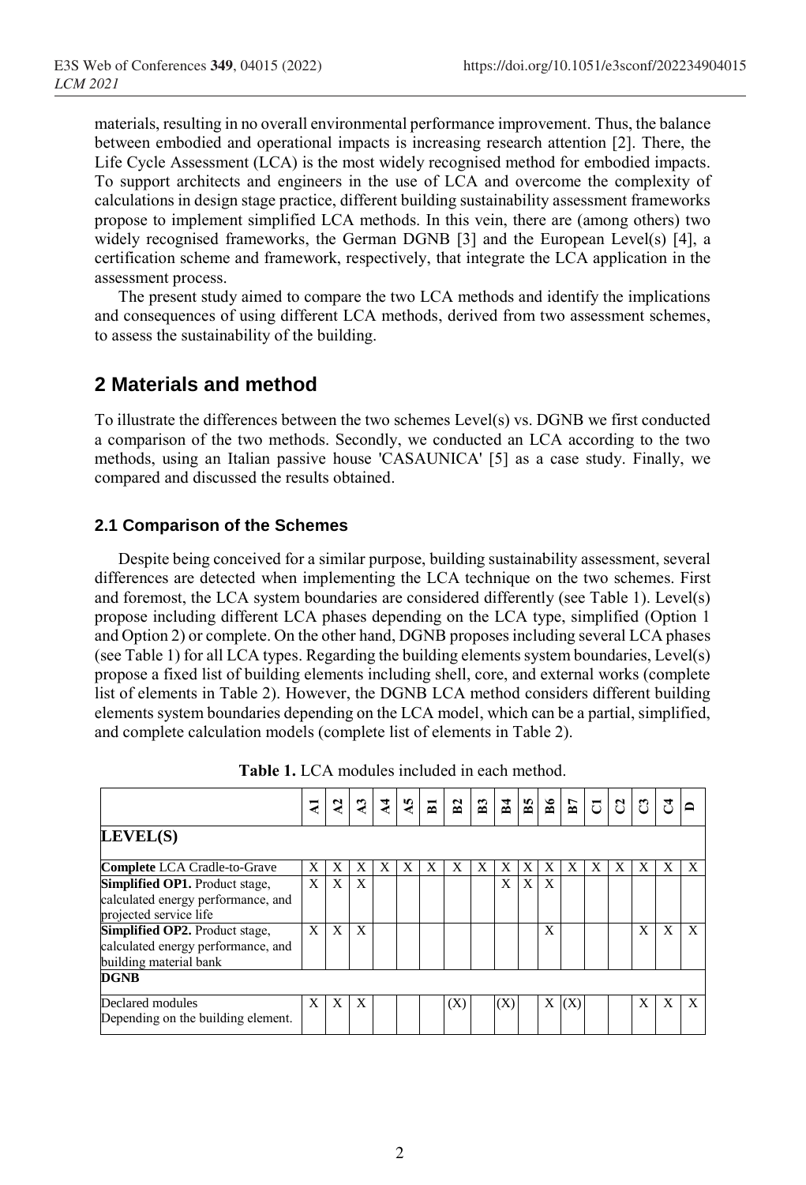materials, resulting in no overall environmental performance improvement. Thus, the balance between embodied and operational impacts is increasing research attention [2]. There, the Life Cycle Assessment (LCA) is the most widely recognised method for embodied impacts. To support architects and engineers in the use of LCA and overcome the complexity of calculations in design stage practice, different building sustainability assessment frameworks propose to implement simplified LCA methods. In this vein, there are (among others) two widely recognised frameworks, the German DGNB [3] and the European Level(s) [4], a certification scheme and framework, respectively, that integrate the LCA application in the assessment process.

The present study aimed to compare the two LCA methods and identify the implications and consequences of using different LCA methods, derived from two assessment schemes, to assess the sustainability of the building.

## 2 Materials and method

To illustrate the differences between the two schemes Level(s) vs. DGNB we first conducted a comparison of the two methods. Secondly, we conducted an LCA according to the two methods, using an Italian passive house 'CASAUNICA' [5] as a case study. Finally, we compared and discussed the results obtained.

### 2.1 Comparison of the Schemes

Despite being conceived for a similar purpose, building sustainability assessment, several differences are detected when implementing the LCA technique on the two schemes. First and foremost, the LCA system boundaries are considered differently (see Table 1). Level(s) propose including different LCA phases depending on the LCA type, simplified (Option 1 and Option 2) or complete. On the other hand, DGNB proposes including several LCA phases (see Table 1) for all LCA types. Regarding the building elements system boundaries, Level(s) propose a fixed list of building elements including shell, core, and external works (complete list of elements in Table 2). However, the DGNB LCA method considers different building elements system boundaries depending on the LCA model, which can be a partial, simplified, and complete calculation models (complete list of elements in Table 2).

**Table 1.** LCA modules included in each method.

| | A1 | A2 | A3 | A4 | A5 | B1 | B2 | B3 | B4 | B5 | B6 | B7 | C1 | C2 | C3 | C4 | D |
|---|---|---|---|---|---|---|---|---|---|---|---|---|---|---|---|---|---|
| **LEVEL(S)** | | | | | | | | | | | | | | | | | |
| **Complete** LCA Cradle-to-Grave | X | X | X | X | X | X | X | X | X | X | X | X | X | X | X | X | X |
| **Simplified OP1.** Product stage, calculated energy performance, and projected service life | X | X | X | | | | | | X | X | X | | | | | | |
| **Simplified OP2.** Product stage, calculated energy performance, and building material bank | X | X | X | | | | | | | | X | | | | X | X | X |
| **DGNB** | | | | | | | | | | | | | | | | | |
| Declared modules Depending on the building element. | X | X | X | | | | (X) | | (X) | | X | (X) | | | X | X | X |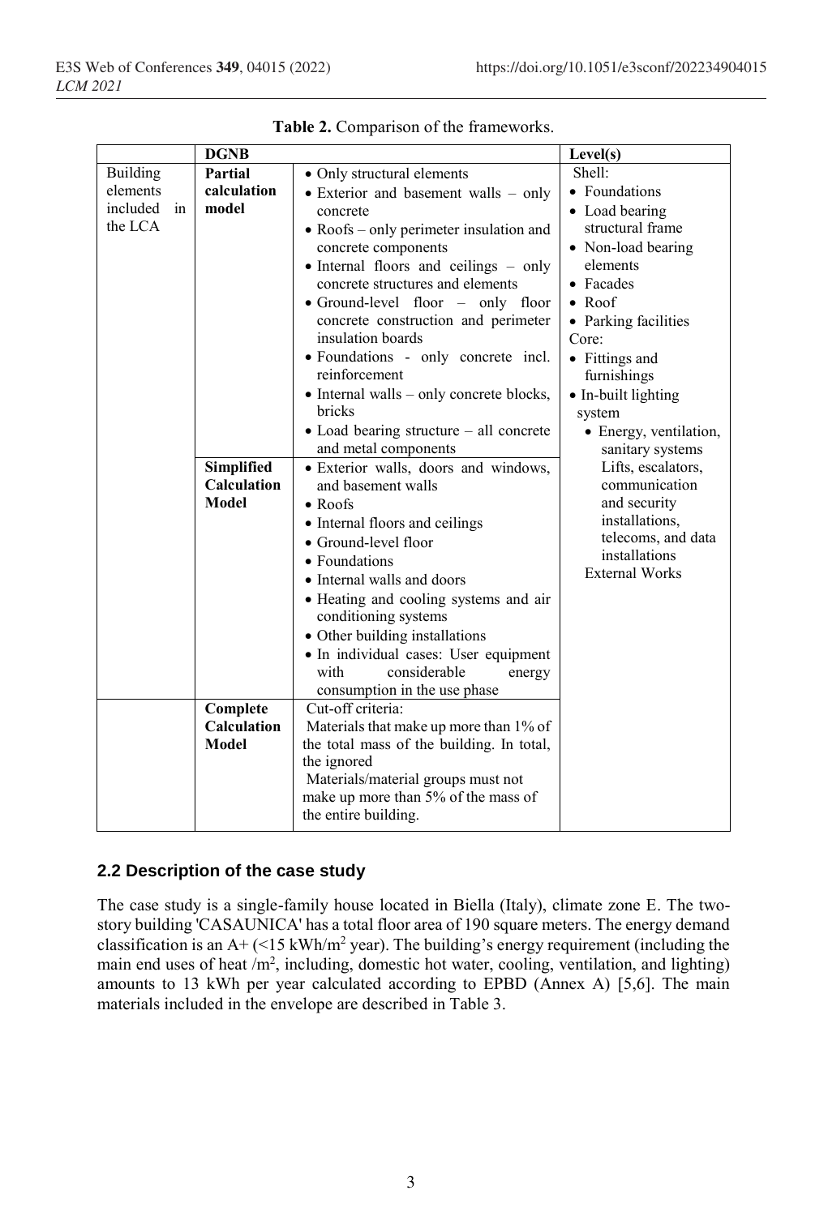**Table 2.** Comparison of the frameworks.

| | DGNB | | Level(s) |
|---|---|---|---|
| Building elements included in the LCA | **Partial calculation model** | • Only structural elements<br>• Exterior and basement walls – only concrete<br>• Roofs – only perimeter insulation and concrete components<br>• Internal floors and ceilings – only concrete structures and elements<br>• Ground-level floor – only floor concrete construction and perimeter insulation boards<br>• Foundations - only concrete incl. reinforcement<br>• Internal walls – only concrete blocks, bricks<br>• Load bearing structure – all concrete and metal components | Shell:<br>• Foundations<br>• Load bearing structural frame<br>• Non-load bearing elements<br>• Facades<br>• Roof<br>• Parking facilities<br>Core:<br>• Fittings and furnishings<br>• In-built lighting system<br>• Energy, ventilation, sanitary systems<br>Lifts, escalators, communication and security installations, telecoms, and data installations<br>External Works |
| | **Simplified Calculation Model** | • Exterior walls, doors and windows, and basement walls<br>• Roofs<br>• Internal floors and ceilings<br>• Ground-level floor<br>• Foundations<br>• Internal walls and doors<br>• Heating and cooling systems and air conditioning systems<br>• Other building installations<br>• In individual cases: User equipment with considerable energy consumption in the use phase | |
| | **Complete Calculation Model** | Cut-off criteria:<br>Materials that make up more than 1% of the total mass of the building. In total, the ignored<br>Materials/material groups must not make up more than 5% of the mass of the entire building. | |

### 2.2 Description of the case study

The case study is a single-family house located in Biella (Italy), climate zone E. The two-story building 'CASAUNICA' has a total floor area of 190 square meters. The energy demand classification is an A+ (<15 kWh/m$^2$ year). The building's energy requirement (including the main end uses of heat /m$^2$, including, domestic hot water, cooling, ventilation, and lighting) amounts to 13 kWh per year calculated according to EPBD (Annex A) [5,6]. The main materials included in the envelope are described in Table 3.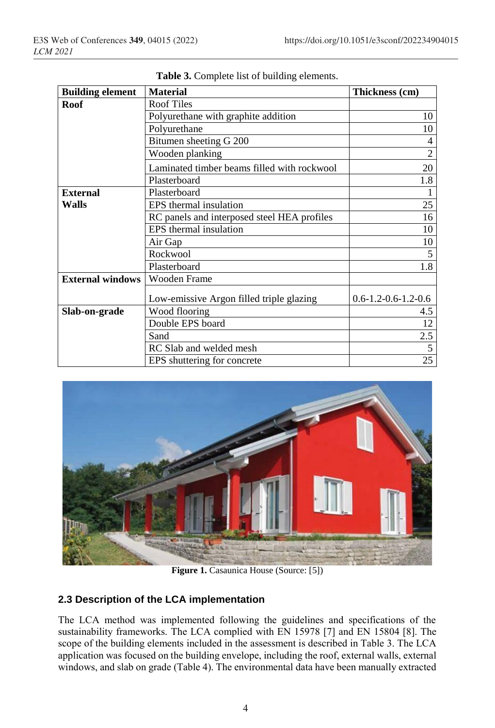**Table 3.** Complete list of building elements.

| Building element | Material | Thickness (cm) |
|---|---|---|
| **Roof** | Roof Tiles | |
| | Polyurethane with graphite addition | 10 |
| | Polyurethane | 10 |
| | Bitumen sheeting G 200 | 4 |
| | Wooden planking | 2 |
| | Laminated timber beams filled with rockwool | 20 |
| | Plasterboard | 1.8 |
| **External Walls** | Plasterboard | 1 |
| | EPS thermal insulation | 25 |
| | RC panels and interposed steel HEA profiles | 16 |
| | EPS thermal insulation | 10 |
| | Air Gap | 10 |
| | Rockwool | 5 |
| | Plasterboard | 1.8 |
| **External windows** | Wooden Frame | |
| | Low-emissive Argon filled triple glazing | 0.6-1.2-0.6-1.2-0.6 |
| **Slab-on-grade** | Wood flooring | 4.5 |
| | Double EPS board | 12 |
| | Sand | 2.5 |
| | RC Slab and welded mesh | 5 |
| | EPS shuttering for concrete | 25 |

**Figure 1.** Casaunica House (Source: [5])

### 2.3 Description of the LCA implementation

The LCA method was implemented following the guidelines and specifications of the sustainability frameworks. The LCA complied with EN 15978 [7] and EN 15804 [8]. The scope of the building elements included in the assessment is described in Table 3. The LCA application was focused on the building envelope, including the roof, external walls, external windows, and slab on grade (Table 4). The environmental data have been manually extracted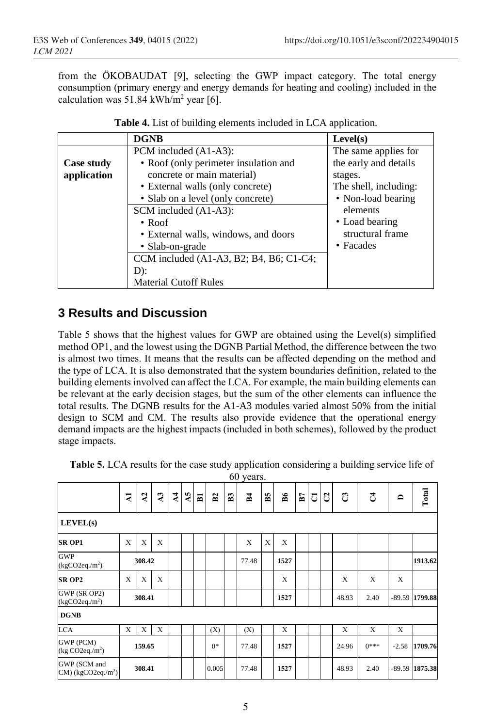from the ÖKOBAUDAT [9], selecting the GWP impact category. The total energy consumption (primary energy and energy demands for heating and cooling) included in the calculation was 51.84 kWh/m² year [6].

**Table 4.** List of building elements included in LCA application.

| | DGNB | Level(s) |
|---|---|---|
| **Case study application** | PCM included (A1-A3):<br>• Roof (only perimeter insulation and concrete or main material)<br>• External walls (only concrete)<br>• Slab on a level (only concrete) | The same applies for the early and details stages.<br>The shell, including:<br>• Non-load bearing elements<br>• Load bearing structural frame<br>• Facades |
| | SCM included (A1-A3):<br>• Roof<br>• External walls, windows, and doors<br>• Slab-on-grade | |
| | CCM included (A1-A3, B2; B4, B6; C1-C4; D):<br>Material Cutoff Rules | |

## 3 Results and Discussion

Table 5 shows that the highest values for GWP are obtained using the Level(s) simplified method OP1, and the lowest using the DGNB Partial Method, the difference between the two is almost two times. It means that the results can be affected depending on the method and the type of LCA. It is also demonstrated that the system boundaries definition, related to the building elements involved can affect the LCA. For example, the main building elements can be relevant at the early decision stages, but the sum of the other elements can influence the total results. The DGNB results for the A1-A3 modules varied almost 50% from the initial design to SCM and CM. The results also provide evidence that the operational energy demand impacts are the highest impacts (included in both schemes), followed by the product stage impacts.

**Table 5.** LCA results for the case study application considering a building service life of 60 years.

| | A1 | A2 | A3 | A4 | A5 | B1 | B2 | B3 | B4 | B5 | B6 | B7 | C1 | C2 | C3 | C4 | D | Total |
|---|---|---|---|---|---|---|---|---|---|---|---|---|---|---|---|---|---|---|
| **LEVEL(s)** | | | | | | | | | | | | | | | | | | |
| **SR OP1** | X | X | X | | | | | | X | X | X | | | | | | | |
| GWP (kgCO2eq./m²) | **308.42** | | | | | | | | 77.48 | | 1527 | | | | | | | **1913.62** |
| **SR OP2** | X | X | X | | | | | | | | X | | | | X | X | X | |
| GWP (SR OP2) (kgCO2eq./m²) | **308.41** | | | | | | | | | | 1527 | | | | 48.93 | 2.40 | -89.59 | **1799.88** |
| **DGNB** | | | | | | | | | | | | | | | | | | |
| LCA | X | X | X | | | | (X) | | (X) | | X | | | | X | X | X | |
| GWP (PCM) (kg CO2eq./m²) | **159.65** | | | | | | 0* | | 77.48 | | 1527 | | | | 24.96 | 0*** | -2.58 | **1709.76** |
| GWP (SCM and CM) (kgCO2eq./m²) | **308.41** | | | | | | 0.005 | | 77.48 | | 1527 | | | | 48.93 | 2.40 | -89.59 | **1875.38** |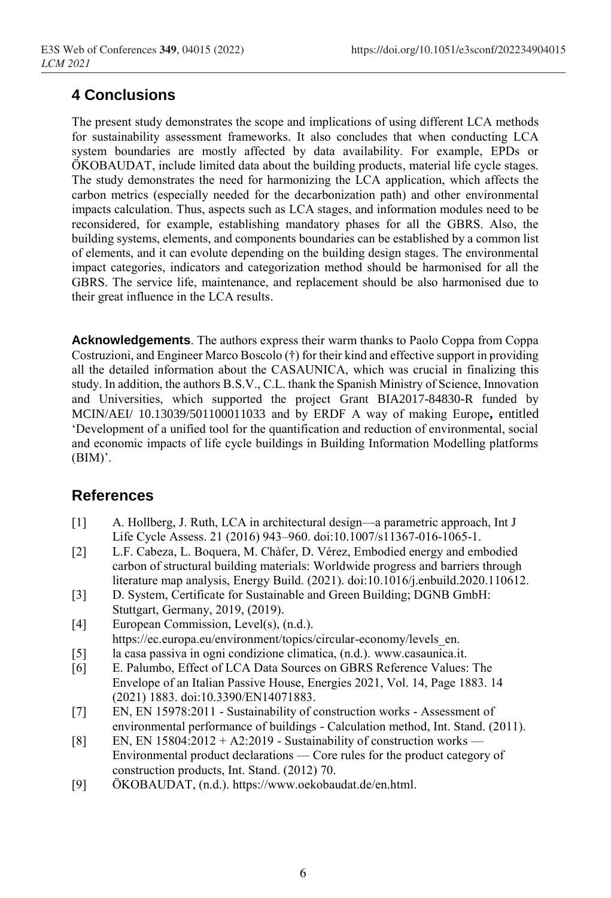## 4 Conclusions

The present study demonstrates the scope and implications of using different LCA methods for sustainability assessment frameworks. It also concludes that when conducting LCA system boundaries are mostly affected by data availability. For example, EPDs or ÖKOBAUDAT, include limited data about the building products, material life cycle stages. The study demonstrates the need for harmonizing the LCA application, which affects the carbon metrics (especially needed for the decarbonization path) and other environmental impacts calculation. Thus, aspects such as LCA stages, and information modules need to be reconsidered, for example, establishing mandatory phases for all the GBRS. Also, the building systems, elements, and components boundaries can be established by a common list of elements, and it can evolute depending on the building design stages. The environmental impact categories, indicators and categorization method should be harmonised for all the GBRS. The service life, maintenance, and replacement should be also harmonised due to their great influence in the LCA results.

**Acknowledgements**. The authors express their warm thanks to Paolo Coppa from Coppa Costruzioni, and Engineer Marco Boscolo (†) for their kind and effective support in providing all the detailed information about the CASAUNICA, which was crucial in finalizing this study. In addition, the authors B.S.V., C.L. thank the Spanish Ministry of Science, Innovation and Universities, which supported the project Grant BIA2017-84830-R funded by MCIN/AEI/ 10.13039/501100011033 and by ERDF A way of making Europe**,** entitled 'Development of a unified tool for the quantification and reduction of environmental, social and economic impacts of life cycle buildings in Building Information Modelling platforms (BIM)'.

## References

[1] A. Hollberg, J. Ruth, LCA in architectural design—a parametric approach, Int J Life Cycle Assess. 21 (2016) 943–960. doi:10.1007/s11367-016-1065-1.

[2] L.F. Cabeza, L. Boquera, M. Chàfer, D. Vérez, Embodied energy and embodied carbon of structural building materials: Worldwide progress and barriers through literature map analysis, Energy Build. (2021). doi:10.1016/j.enbuild.2020.110612.

[3] D. System, Certificate for Sustainable and Green Building; DGNB GmbH: Stuttgart, Germany, 2019, (2019).

[4] European Commission, Level(s), (n.d.). https://ec.europa.eu/environment/topics/circular-economy/levels_en.

[5] la casa passiva in ogni condizione climatica, (n.d.). www.casaunica.it.

[6] E. Palumbo, Effect of LCA Data Sources on GBRS Reference Values: The Envelope of an Italian Passive House, Energies 2021, Vol. 14, Page 1883. 14 (2021) 1883. doi:10.3390/EN14071883.

[7] EN, EN 15978:2011 - Sustainability of construction works - Assessment of environmental performance of buildings - Calculation method, Int. Stand. (2011).

[8] EN, EN 15804:2012 + A2:2019 - Sustainability of construction works — Environmental product declarations — Core rules for the product category of construction products, Int. Stand. (2012) 70.

[9] ÖKOBAUDAT, (n.d.). https://www.oekobaudat.de/en.html.